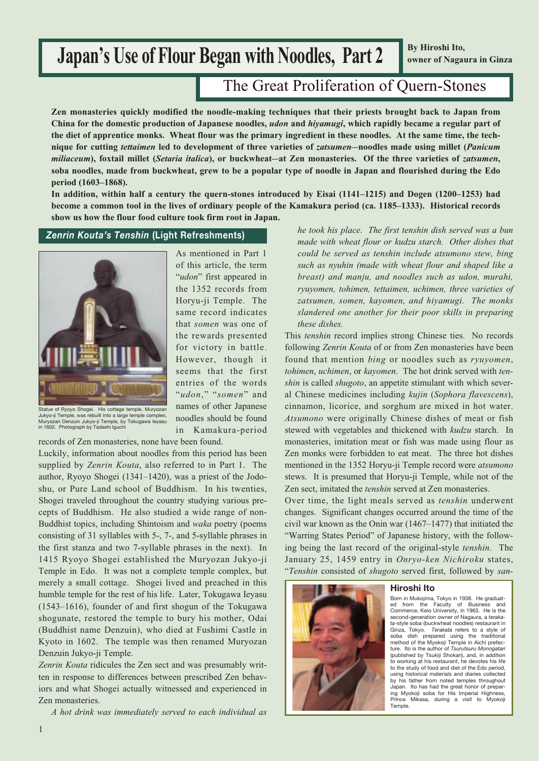# Japan's Use of Flour Began with Noodles, Part 2

**By Hiroshi Ito, owner of Nagaura in Ginza**

## The Great Proliferation of Quern-Stones

**Zen monasteries quickly modified the noodle-making techniques that their priests brought back to Japan from China for the domestic production of Japanese noodles, *udon* and *hiyamugi*, which rapidly became a regular part of the diet of apprentice monks. Wheat flour was the primary ingredient in these noodles. At the same time, the technique for cutting *tettaimen* led to development of three varieties of *zatsumen*—noodles made using millet (*Panicum miliaceum*), foxtail millet (*Setaria italica*), or buckwheat—at Zen monasteries. Of the three varieties of *zatsumen*, soba noodles, made from buckwheat, grew to be a popular type of noodle in Japan and flourished during the Edo period (1603–1868).**

**In addition, within half a century the quern-stones introduced by Eisai (1141–1215) and Dogen (1200–1253) had become a common tool in the lives of ordinary people of the Kamakura period (ca. 1185–1333). Historical records show us how the flour food culture took firm root in Japan.**

### *Zenrin Kouta's Tenshin* (Light Refreshments)

Statue of Ryoyo Shogei. His cottage temple, Muryozan Jukyo-ji Temple, was rebuilt into a large temple complex, Muryozan Denzuin Jukyo-ji Temple, by Tokugawa Ieyasu in 1602. Photograph by Tadashi Iguchi

As mentioned in Part 1 of this article, the term "*udon*" first appeared in the 1352 records from Horyu-ji Temple. The same record indicates that *somen* was one of the rewards presented for victory in battle. However, though it seems that the first entries of the words "*udon*," "*somen*" and names of other Japanese noodles should be found in Kamakura-period records of Zen monasteries, none have been found.

Luckily, information about noodles from this period has been supplied by *Zenrin Kouta*, also referred to in Part 1. The author, Ryoyo Shogei (1341–1420), was a priest of the Jodo-shu, or Pure Land school of Buddhism. In his twenties, Shogei traveled throughout the country studying various precepts of Buddhism. He also studied a wide range of non-Buddhist topics, including Shintoism and *waka* poetry (poems consisting of 31 syllables with 5-, 7-, and 5-syllable phrases in the first stanza and two 7-syllable phrases in the next). In 1415 Ryoyo Shogei established the Muryozan Jukyo-ji Temple in Edo. It was not a complete temple complex, but merely a small cottage. Shogei lived and preached in this humble temple for the rest of his life. Later, Tokugawa Ieyasu (1543–1616), founder of and first shogun of the Tokugawa shogunate, restored the temple to bury his mother, Odai (Buddhist name Denzuin), who died at Fushimi Castle in Kyoto in 1602. The temple was then renamed Muryozan Denzuin Jukyo-ji Temple.

*Zenrin Kouta* ridicules the Zen sect and was presumably written in response to differences between prescribed Zen behaviors and what Shogei actually witnessed and experienced in Zen monasteries.

*A hot drink was immediately served to each individual as he took his place. The first tenshin dish served was a bun made with wheat flour or kudzu starch. Other dishes that could be served as tenshin include atsumono stew, bing such as nyuhin (made with wheat flour and shaped like a breast) and manju, and noodles such as udon, murahi, ryuyomen, tohimen, tettaimen, uchimen, three varieties of zatsumen, somen, kayomen, and hiyamugi. The monks slandered one another for their poor skills in preparing these dishes.*

This *tenshin* record implies strong Chinese ties. No records following *Zenrin Kouta* of or from Zen monasteries have been found that mention *bing* or noodles such as *ryuyomen*, *tohimen*, *uchimen*, or *kayomen*. The hot drink served with *tenshin* is called *shugoto*, an appetite stimulant with which several Chinese medicines including *kujin* (*Sophora flavescens*), cinnamon, licorice, and sorghum are mixed in hot water. *Atsumono* were originally Chinese dishes of meat or fish stewed with vegetables and thickened with *kudzu* starch. In monasteries, imitation meat or fish was made using flour as Zen monks were forbidden to eat meat. The three hot dishes mentioned in the 1352 Horyu-ji Temple record were *atsumono* stews. It is presumed that Horyu-ji Temple, while not of the Zen sect, imitated the *tenshin* served at Zen monasteries.

Over time, the light meals served as *tenshin* underwent changes. Significant changes occurred around the time of the civil war known as the Onin war (1467–1477) that initiated the "Warring States Period" of Japanese history, with the following being the last record of the original-style *tenshin*. The January 25, 1459 entry in *Onryo-ken Nichiroku* states, "*Tenshin* consisted of *shugoto* served first, followed by *san-*

**Hiroshi Ito**

Born in Mukojima, Tokyo in 1938. He graduated from the Faculty of Business and Commerce, Keio University, in 1963. He is the second-generation owner of Nagaura, a *terakata*-style soba (buckwheat noodles) restaurant in Ginza, Tokyo. *Terakata* refers to a style of soba dish prepared using the traditional method of the Myokoji Temple in Aichi prefecture. Ito is the author of *Tsurutsuru Monogatari* (published by Tsukiji Shokan), and, in addition to working at his restaurant, he devotes his life to the study of food and diet of the Edo period, using historical materials and diaries collected by his father from noted temples throughout Japan. Ito has had the great honor of preparing Myokoji soba for His Imperial Highness, Prince Mikasa, during a visit to Myokoji Temple.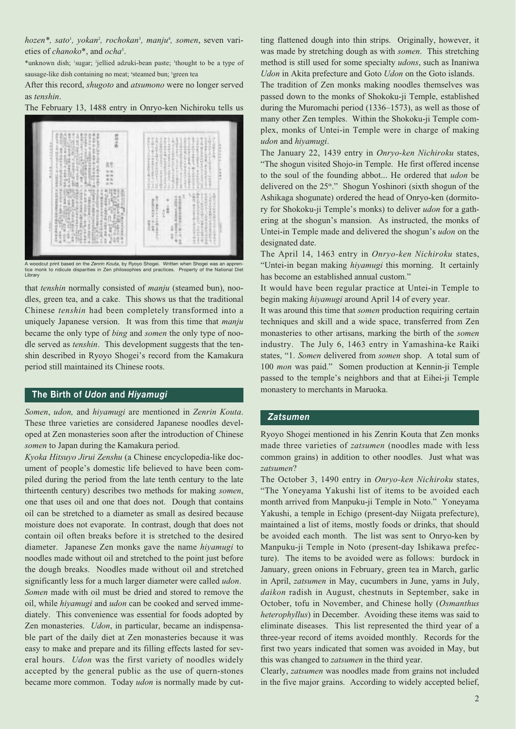*hozen\**, *sato*[1], *yokan*[2], *rochokan*[3], *manju*[4], *somen*, seven varieties of *chanoko*\*, and *ocha*[5].

\*unknown dish; [1]sugar; [2]jellied adzuki-bean paste; [3]thought to be a type of sausage-like dish containing no meat; [4]steamed bun; [5]green tea

After this record, *shugoto* and *atsumono* were no longer served as *tenshin*.

The February 13, 1488 entry in Onryo-ken Nichiroku tells us that *tenshin* normally consisted of *manju* (steamed bun), noodles, green tea, and a cake. This shows us that the traditional Chinese *tenshin* had been completely transformed into a uniquely Japanese version. It was from this time that *manju* became the only type of *bing* and *somen* the only type of noodle served as *tenshin*. This development suggests that the tenshin described in Ryoyo Shogei's record from the Kamakura period still maintained its Chinese roots.

A woodcut print based on the *Zenrin Kouta*, by Ryoyo Shogei. Written when Shogei was an apprentice monk to ridicule disparities in Zen philosophies and practices. Property of the National Diet Library

## The Birth of *Udon* and *Hiyamugi*

*Somen*, *udon,* and *hiyamugi* are mentioned in *Zenrin Kouta*. These three varieties are considered Japanese noodles developed at Zen monasteries soon after the introduction of Chinese *somen* to Japan during the Kamakura period.

*Kyoka Hitsuyo Jirui Zenshu* (a Chinese encyclopedia-like document of people's domestic life believed to have been compiled during the period from the late tenth century to the late thirteenth century) describes two methods for making *somen*, one that uses oil and one that does not. Dough that contains oil can be stretched to a diameter as small as desired because moisture does not evaporate. In contrast, dough that does not contain oil often breaks before it is stretched to the desired diameter. Japanese Zen monks gave the name *hiyamugi* to noodles made without oil and stretched to the point just before the dough breaks. Noodles made without oil and stretched significantly less for a much larger diameter were called *udon*.

*Somen* made with oil must be dried and stored to remove the oil, while *hiyamugi* and *udon* can be cooked and served immediately. This convenience was essential for foods adopted by Zen monasteries. *Udon*, in particular, became an indispensable part of the daily diet at Zen monasteries because it was easy to make and prepare and its filling effects lasted for several hours. *Udon* was the first variety of noodles widely accepted by the general public as the use of quern-stones became more common. Today *udon* is normally made by cutting flattened dough into thin strips. Originally, however, it was made by stretching dough as with *somen*. This stretching method is still used for some specialty *udons*, such as Inaniwa *Udon* in Akita prefecture and Goto *Udon* on the Goto islands.

The tradition of Zen monks making noodles themselves was passed down to the monks of Shokoku-ji Temple, established during the Muromachi period (1336–1573), as well as those of many other Zen temples. Within the Shokoku-ji Temple complex, monks of Untei-in Temple were in charge of making *udon* and *hiyamugi*.

The January 22, 1439 entry in *Onryo-ken Nichiroku* states, "The shogun visited Shojo-in Temple. He first offered incense to the soul of the founding abbot... He ordered that *udon* be delivered on the 25th." Shogun Yoshinori (sixth shogun of the Ashikaga shogunate) ordered the head of Onryo-ken (dormitory for Shokoku-ji Temple's monks) to deliver *udon* for a gathering at the shogun's mansion. As instructed, the monks of Untei-in Temple made and delivered the shogun's *udon* on the designated date.

The April 14, 1463 entry in *Onryo-ken Nichiroku* states, "Untei-in began making *hiyamugi* this morning. It certainly has become an established annual custom."

It would have been regular practice at Untei-in Temple to begin making *hiyamugi* around April 14 of every year.

It was around this time that *somen* production requiring certain techniques and skill and a wide space, transferred from Zen monasteries to other artisans, marking the birth of the *somen* industry. The July 6, 1463 entry in Yamashina-ke Raiki states, "1. *Somen* delivered from *somen* shop. A total sum of 100 *mon* was paid." Somen production at Kennin-ji Temple passed to the temple's neighbors and that at Eihei-ji Temple monastery to merchants in Maruoka.

## *Zatsumen*

Ryoyo Shogei mentioned in his Zenrin Kouta that Zen monks made three varieties of *zatsumen* (noodles made with less common grains) in addition to other noodles. Just what was *zatsumen*?

The October 3, 1490 entry in *Onryo-ken Nichiroku* states, "The Yoneyama Yakushi list of items to be avoided each month arrived from Manpuku-ji Temple in Noto." Yoneyama Yakushi, a temple in Echigo (present-day Niigata prefecture), maintained a list of items, mostly foods or drinks, that should be avoided each month. The list was sent to Onryo-ken by Manpuku-ji Temple in Noto (present-day Ishikawa prefecture). The items to be avoided were as follows: burdock in January, green onions in February, green tea in March, garlic in April, *zatsumen* in May, cucumbers in June, yams in July, *daikon* radish in August, chestnuts in September, sake in October, tofu in November, and Chinese holly (*Osmanthus heterophyllus*) in December. Avoiding these items was said to eliminate diseases. This list represented the third year of a three-year record of items avoided monthly. Records for the first two years indicated that somen was avoided in May, but this was changed to *zatsumen* in the third year.

Clearly, *zatsumen* was noodles made from grains not included in the five major grains. According to widely accepted belief,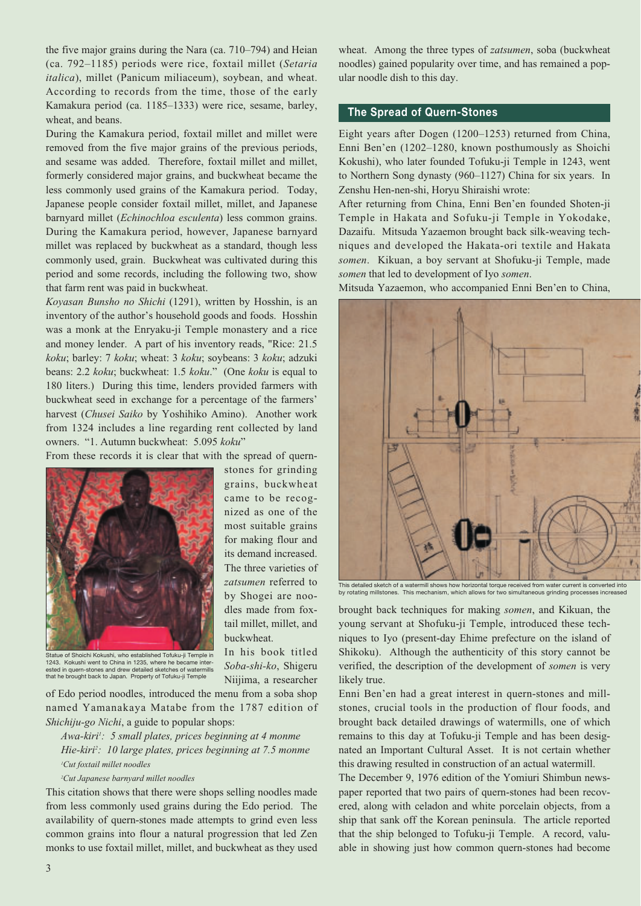the five major grains during the Nara (ca. 710–794) and Heian (ca. 792–1185) periods were rice, foxtail millet (*Setaria italica*), millet (Panicum miliaceum), soybean, and wheat. According to records from the time, those of the early Kamakura period (ca. 1185–1333) were rice, sesame, barley, wheat, and beans.

During the Kamakura period, foxtail millet and millet were removed from the five major grains of the previous periods, and sesame was added. Therefore, foxtail millet and millet, formerly considered major grains, and buckwheat became the less commonly used grains of the Kamakura period. Today, Japanese people consider foxtail millet, millet, and Japanese barnyard millet (*Echinochloa esculenta*) less common grains. During the Kamakura period, however, Japanese barnyard millet was replaced by buckwheat as a standard, though less commonly used, grain. Buckwheat was cultivated during this period and some records, including the following two, show that farm rent was paid in buckwheat.

*Koyasan Bunsho no Shichi* (1291), written by Hosshin, is an inventory of the author's household goods and foods. Hosshin was a monk at the Enryaku-ji Temple monastery and a rice and money lender. A part of his inventory reads, "Rice: 21.5 *koku*; barley: 7 *koku*; wheat: 3 *koku*; soybeans: 3 *koku*; adzuki beans: 2.2 *koku*; buckwheat: 1.5 *koku*." (One *koku* is equal to 180 liters.) During this time, lenders provided farmers with buckwheat seed in exchange for a percentage of the farmers' harvest (*Chusei Saiko* by Yoshihiko Amino). Another work from 1324 includes a line regarding rent collected by land owners. "1. Autumn buckwheat: 5.095 *koku*"

From these records it is clear that with the spread of quern-stones for grinding grains, buckwheat came to be recognized as one of the most suitable grains for making flour and its demand increased. The three varieties of *zatsumen* referred to by Shogei are noodles made from foxtail millet, millet, and buckwheat.

Statue of Shoichi Kokushi, who established Tofuku-ji Temple in 1243. Kokushi went to China in 1235, where he became interested in quern-stones and drew detailed sketches of watermills that he brought back to Japan. Property of Tofuku-ji Temple

In his book titled *Soba-shi-ko*, Shigeru Niijima, a researcher of Edo period noodles, introduced the menu from a soba shop named Yamanakaya Matabe from the 1787 edition of *Shichiju-go Nichi*, a guide to popular shops:

> *Awa-kiri*[1]*: 5 small plates, prices beginning at 4 monme*
> *Hie-kiri*[2]*: 10 large plates, prices beginning at 7.5 monme*
> [1]*Cut foxtail millet noodles*
> [2]*Cut Japanese barnyard millet noodles*

This citation shows that there were shops selling noodles made from less commonly used grains during the Edo period. The availability of quern-stones made attempts to grind even less common grains into flour a natural progression that led Zen monks to use foxtail millet, millet, and buckwheat as they used wheat. Among the three types of *zatsumen*, soba (buckwheat noodles) gained popularity over time, and has remained a popular noodle dish to this day.

## The Spread of Quern-Stones

Eight years after Dogen (1200–1253) returned from China, Enni Ben'en (1202–1280, known posthumously as Shoichi Kokushi), who later founded Tofuku-ji Temple in 1243, went to Northern Song dynasty (960–1127) China for six years. In Zenshu Hen-nen-shi, Horyu Shiraishi wrote:

After returning from China, Enni Ben'en founded Shoten-ji Temple in Hakata and Sofuku-ji Temple in Yokodake, Dazaifu. Mitsuda Yazaemon brought back silk-weaving techniques and developed the Hakata-ori textile and Hakata *somen*. Kikuan, a boy servant at Shofuku-ji Temple, made *somen* that led to development of Iyo *somen*.

Mitsuda Yazaemon, who accompanied Enni Ben'en to China, brought back techniques for making *somen*, and Kikuan, the young servant at Shofuku-ji Temple, introduced these techniques to Iyo (present-day Ehime prefecture on the island of Shikoku). Although the authenticity of this story cannot be verified, the description of the development of *somen* is very likely true.

This detailed sketch of a watermill shows how horizontal torque received from water current is converted into by rotating millstones. This mechanism, which allows for two simultaneous grinding processes increased

Enni Ben'en had a great interest in quern-stones and millstones, crucial tools in the production of flour foods, and brought back detailed drawings of watermills, one of which remains to this day at Tofuku-ji Temple and has been designated an Important Cultural Asset. It is not certain whether this drawing resulted in construction of an actual watermill.

The December 9, 1976 edition of the Yomiuri Shimbun newspaper reported that two pairs of quern-stones had been recovered, along with celadon and white porcelain objects, from a ship that sank off the Korean peninsula. The article reported that the ship belonged to Tofuku-ji Temple. A record, valuable in showing just how common quern-stones had become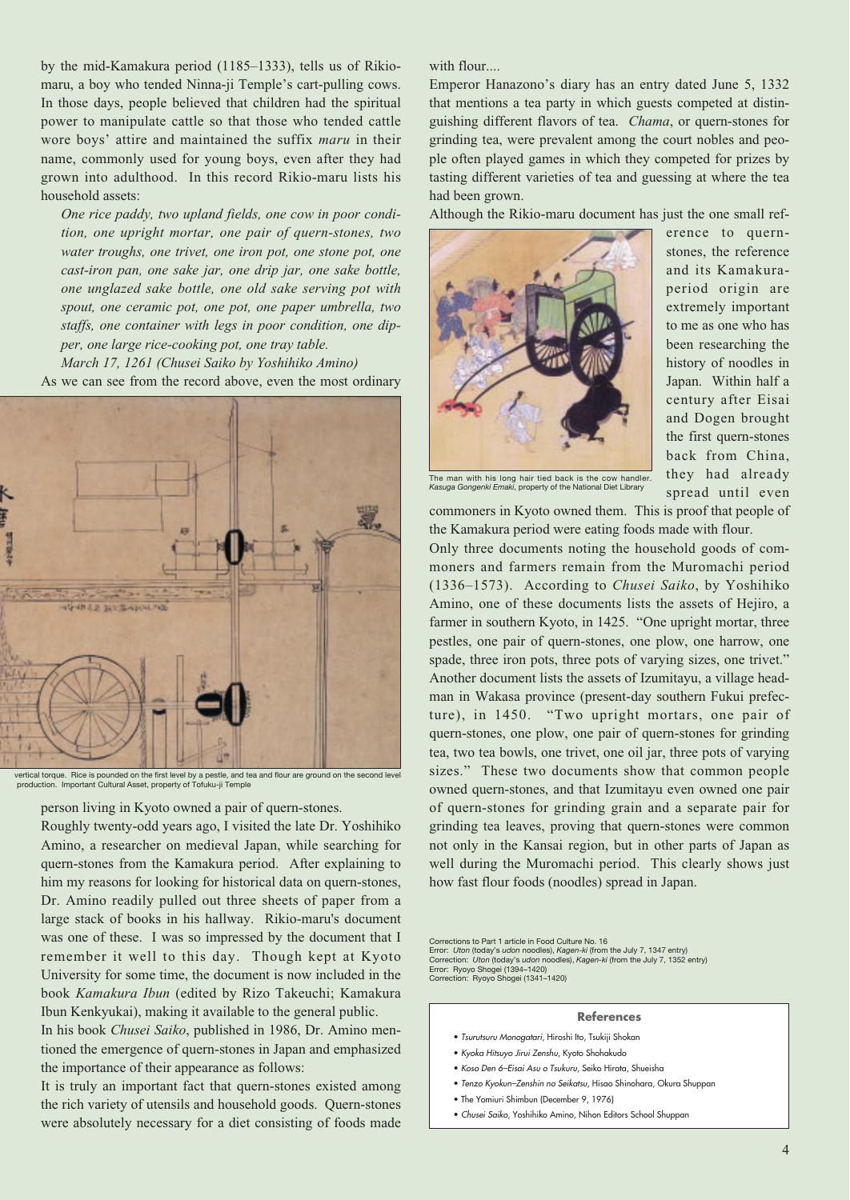by the mid-Kamakura period (1185–1333), tells us of Rikio-maru, a boy who tended Ninna-ji Temple's cart-pulling cows. In those days, people believed that children had the spiritual power to manipulate cattle so that those who tended cattle wore boys' attire and maintained the suffix *maru* in their name, commonly used for young boys, even after they had grown into adulthood. In this record Rikio-maru lists his household assets:

*One rice paddy, two upland fields, one cow in poor condition, one upright mortar, one pair of quern-stones, two water troughs, one trivet, one iron pot, one stone pot, one cast-iron pan, one sake jar, one drip jar, one sake bottle, one unglazed sake bottle, one old sake serving pot with spout, one ceramic pot, one pot, one paper umbrella, two staffs, one container with legs in poor condition, one dipper, one large rice-cooking pot, one tray table.*
*March 17, 1261 (Chusei Saiko by Yoshihiko Amino)*

As we can see from the record above, even the most ordinary person living in Kyoto owned a pair of quern-stones.

vertical torque. Rice is pounded on the first level by a pestle, and tea and flour are ground on the second level production. Important Cultural Asset, property of Tofuku-ji Temple

Roughly twenty-odd years ago, I visited the late Dr. Yoshihiko Amino, a researcher on medieval Japan, while searching for quern-stones from the Kamakura period. After explaining to him my reasons for looking for historical data on quern-stones, Dr. Amino readily pulled out three sheets of paper from a large stack of books in his hallway. Rikio-maru's document was one of these. I was so impressed by the document that I remember it well to this day. Though kept at Kyoto University for some time, the document is now included in the book *Kamakura Ibun* (edited by Rizo Takeuchi; Kamakura Ibun Kenkyukai), making it available to the general public.

In his book *Chusei Saiko*, published in 1986, Dr. Amino mentioned the emergence of quern-stones in Japan and emphasized the importance of their appearance as follows:

It is truly an important fact that quern-stones existed among the rich variety of utensils and household goods. Quern-stones were absolutely necessary for a diet consisting of foods made with flour....

Emperor Hanazono's diary has an entry dated June 5, 1332 that mentions a tea party in which guests competed at distinguishing different flavors of tea. *Chama*, or quern-stones for grinding tea, were prevalent among the court nobles and people often played games in which they competed for prizes by tasting different varieties of tea and guessing at where the tea had been grown.

Although the Rikio-maru document has just the one small reference to quern-stones, the reference and its Kamakura-period origin are extremely important to me as one who has been researching the history of noodles in Japan. Within half a century after Eisai and Dogen brought the first quern-stones back from China, they had already spread until even commoners in Kyoto owned them. This is proof that people of the Kamakura period were eating foods made with flour.

The man with his long hair tied back is the cow handler. *Kasuga Gongenki Emaki*, property of the National Diet Library

Only three documents noting the household goods of commoners and farmers remain from the Muromachi period (1336–1573). According to *Chusei Saiko*, by Yoshihiko Amino, one of these documents lists the assets of Hejiro, a farmer in southern Kyoto, in 1425. "One upright mortar, three pestles, one pair of quern-stones, one plow, one harrow, one spade, three iron pots, three pots of varying sizes, one trivet." Another document lists the assets of Izumitayu, a village headman in Wakasa province (present-day southern Fukui prefecture), in 1450. "Two upright mortars, one pair of quern-stones, one plow, one pair of quern-stones for grinding tea, two tea bowls, one trivet, one oil jar, three pots of varying sizes." These two documents show that common people owned quern-stones, and that Izumitayu even owned one pair of quern-stones for grinding grain and a separate pair for grinding tea leaves, proving that quern-stones were common not only in the Kansai region, but in other parts of Japan as well during the Muromachi period. This clearly shows just how fast flour foods (noodles) spread in Japan.

Corrections to Part 1 article in Food Culture No. 16
Error: *Uton* (today's *udon* noodles), *Kagen-ki* (from the July 7, 1347 entry)
Correction: *Uton* (today's *udon* noodles), *Kagen-ki* (from the July 7, 1352 entry)
Error: Ryoyo Shogei (1394–1420)
Correction: Ryoyo Shogei (1341–1420)

**References**

- *Tsurutsuru Monogatari*, Hiroshi Ito, Tsukiji Shokan
- *Kyoka Hitsuyo Jirui Zenshu*, Kyoto Shohakudo
- *Koso Den 6–Eisai Asu o Tsukuru*, Seiko Hirata, Shueisha
- *Tenzo Kyokun–Zenshin no Seikatsu*, Hisao Shinohara, Okura Shuppan
- The Yomiuri Shimbun (December 9, 1976)
- *Chusei Saiko*, Yoshihiko Amino, Nihon Editors School Shuppan